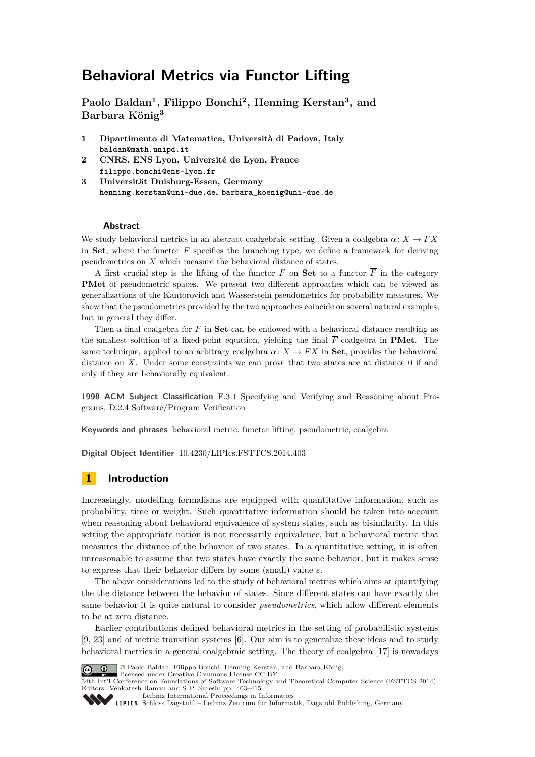# Behavioral Metrics via Functor Lifting

**Paolo Baldan[1], Filippo Bonchi[2], Henning Kerstan[3], and Barbara König[3]**

1. **Dipartimento di Matematica, Università di Padova, Italy**
   baldan@math.unipd.it
2. **CNRS, ENS Lyon, Université de Lyon, France**
   filippo.bonchi@ens-lyon.fr
3. **Universität Duisburg-Essen, Germany**
   henning.kerstan@uni-due.de, barbara_koenig@uni-due.de

## Abstract

We study behavioral metrics in an abstract coalgebraic setting. Given a coalgebra $\alpha\colon X \to FX$ in **Set**, where the functor $F$ specifies the branching type, we define a framework for deriving pseudometrics on $X$ which measure the behavioral distance of states.

A first crucial step is the lifting of the functor $F$ on **Set** to a functor $\overline{F}$ in the category **PMet** of pseudometric spaces. We present two different approaches which can be viewed as generalizations of the Kantorovich and Wasserstein pseudometrics for probability measures. We show that the pseudometrics provided by the two approaches coincide on several natural examples, but in general they differ.

Then a final coalgebra for $F$ in **Set** can be endowed with a behavioral distance resulting as the smallest solution of a fixed-point equation, yielding the final $\overline{F}$-coalgebra in **PMet**. The same technique, applied to an arbitrary coalgebra $\alpha\colon X \to FX$ in **Set**, provides the behavioral distance on $X$. Under some constraints we can prove that two states are at distance 0 if and only if they are behaviorally equivalent.

**1998 ACM Subject Classification** F.3.1 Specifying and Verifying and Reasoning about Programs, D.2.4 Software/Program Verification

**Keywords and phrases** behavioral metric, functor lifting, pseudometric, coalgebra

**Digital Object Identifier** 10.4230/LIPIcs.FSTTCS.2014.403

## 1 Introduction

Increasingly, modelling formalisms are equipped with quantitative information, such as probability, time or weight. Such quantitative information should be taken into account when reasoning about behavioral equivalence of system states, such as bisimilarity. In this setting the appropriate notion is not necessarily equivalence, but a behavioral metric that measures the distance of the behavior of two states. In a quantitative setting, it is often unreasonable to assume that two states have exactly the same behavior, but it makes sense to express that their behavior differs by some (small) value $\varepsilon$.

The above considerations led to the study of behavioral metrics which aims at quantifying the the distance between the behavior of states. Since different states can have exactly the same behavior it is quite natural to consider *pseudometrics*, which allow different elements to be at zero distance.

Earlier contributions defined behavioral metrics in the setting of probabilistic systems [9, 23] and of metric transition systems [6]. Our aim is to generalize these ideas and to study behavioral metrics in a general coalgebraic setting. The theory of coalgebra [17] is nowadays

© Paolo Baldan, Filippo Bonchi, Henning Kerstan, and Barbara König;
licensed under Creative Commons License CC-BY
34th Int'l Conference on Foundations of Software Technology and Theoretical Computer Science (FSTTCS 2014).
Editors: Venkatesh Raman and S. P. Suresh; pp. 403–415
Leibniz International Proceedings in Informatics
LIPICS Schloss Dagstuhl – Leibniz-Zentrum für Informatik, Dagstuhl Publishing, Germany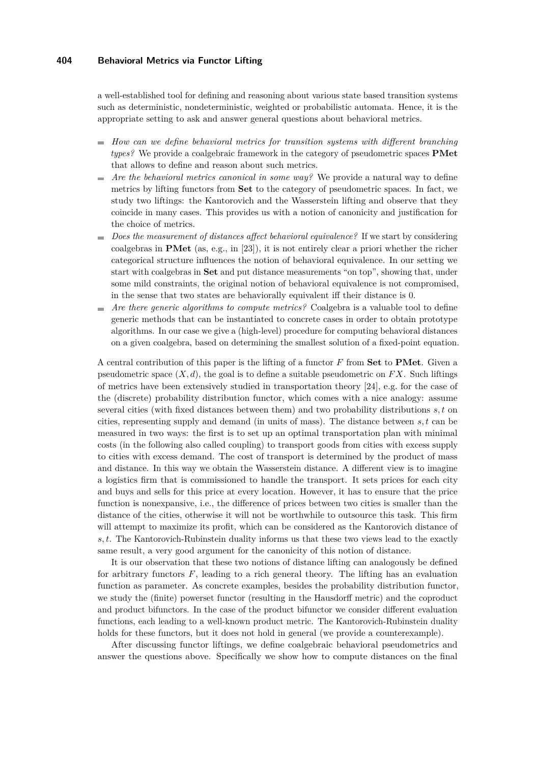a well-established tool for defining and reasoning about various state based transition systems such as deterministic, nondeterministic, weighted or probabilistic automata. Hence, it is the appropriate setting to ask and answer general questions about behavioral metrics.

- *How can we define behavioral metrics for transition systems with different branching types?* We provide a coalgebraic framework in the category of pseudometric spaces **PMet** that allows to define and reason about such metrics.
- *Are the behavioral metrics canonical in some way?* We provide a natural way to define metrics by lifting functors from **Set** to the category of pseudometric spaces. In fact, we study two liftings: the Kantorovich and the Wasserstein lifting and observe that they coincide in many cases. This provides us with a notion of canonicity and justification for the choice of metrics.
- *Does the measurement of distances affect behavioral equivalence?* If we start by considering coalgebras in **PMet** (as, e.g., in [23]), it is not entirely clear a priori whether the richer categorical structure influences the notion of behavioral equivalence. In our setting we start with coalgebras in **Set** and put distance measurements "on top", showing that, under some mild constraints, the original notion of behavioral equivalence is not compromised, in the sense that two states are behaviorally equivalent iff their distance is 0.
- *Are there generic algorithms to compute metrics?* Coalgebra is a valuable tool to define generic methods that can be instantiated to concrete cases in order to obtain prototype algorithms. In our case we give a (high-level) procedure for computing behavioral distances on a given coalgebra, based on determining the smallest solution of a fixed-point equation.

A central contribution of this paper is the lifting of a functor $F$ from **Set** to **PMet**. Given a pseudometric space $(X, d)$, the goal is to define a suitable pseudometric on $FX$. Such liftings of metrics have been extensively studied in transportation theory [24], e.g. for the case of the (discrete) probability distribution functor, which comes with a nice analogy: assume several cities (with fixed distances between them) and two probability distributions $s, t$ on cities, representing supply and demand (in units of mass). The distance between $s, t$ can be measured in two ways: the first is to set up an optimal transportation plan with minimal costs (in the following also called coupling) to transport goods from cities with excess supply to cities with excess demand. The cost of transport is determined by the product of mass and distance. In this way we obtain the Wasserstein distance. A different view is to imagine a logistics firm that is commissioned to handle the transport. It sets prices for each city and buys and sells for this price at every location. However, it has to ensure that the price function is nonexpansive, i.e., the difference of prices between two cities is smaller than the distance of the cities, otherwise it will not be worthwhile to outsource this task. This firm will attempt to maximize its profit, which can be considered as the Kantorovich distance of $s, t$. The Kantorovich-Rubinstein duality informs us that these two views lead to the exactly same result, a very good argument for the canonicity of this notion of distance.

It is our observation that these two notions of distance lifting can analogously be defined for arbitrary functors $F$, leading to a rich general theory. The lifting has an evaluation function as parameter. As concrete examples, besides the probability distribution functor, we study the (finite) powerset functor (resulting in the Hausdorff metric) and the coproduct and product bifunctors. In the case of the product bifunctor we consider different evaluation functions, each leading to a well-known product metric. The Kantorovich-Rubinstein duality holds for these functors, but it does not hold in general (we provide a counterexample).

After discussing functor liftings, we define coalgebraic behavioral pseudometrics and answer the questions above. Specifically we show how to compute distances on the final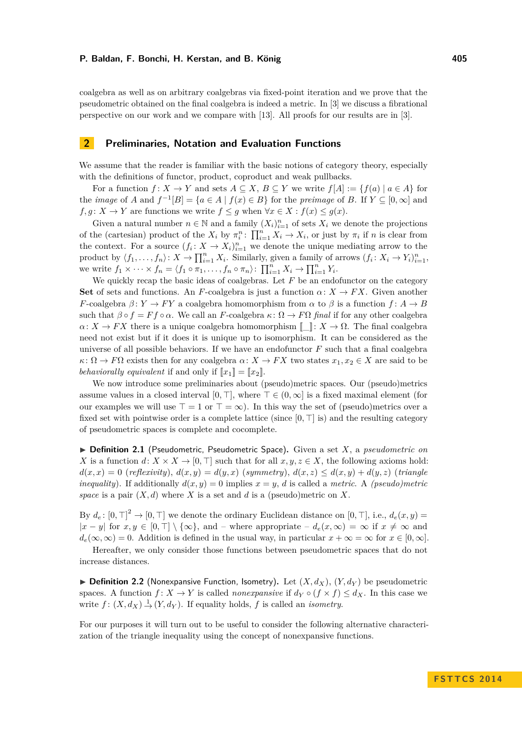coalgebra as well as on arbitrary coalgebras via fixed-point iteration and we prove that the pseudometric obtained on the final coalgebra is indeed a metric. In [3] we discuss a fibrational perspective on our work and we compare with [13]. All proofs for our results are in [3].

## 2 Preliminaries, Notation and Evaluation Functions

We assume that the reader is familiar with the basic notions of category theory, especially with the definitions of functor, product, coproduct and weak pullbacks.

For a function $f\colon X \to Y$ and sets $A \subseteq X$, $B \subseteq Y$ we write $f[A] := \{f(a) \mid a \in A\}$ for the *image* of $A$ and $f^{-1}[B] = \{a \in A \mid f(x) \in B\}$ for the *preimage* of $B$. If $Y \subseteq [0, \infty]$ and $f, g\colon X \to Y$ are functions we write $f \leq g$ when $\forall x \in X : f(x) \leq g(x)$.

Given a natural number $n \in \mathbb{N}$ and a family $(X_i)_{i=1}^n$ of sets $X_i$ we denote the projections of the (cartesian) product of the $X_i$ by $\pi_i^n\colon \prod_{i=1}^n X_i \to X_i$, or just by $\pi_i$ if $n$ is clear from the context. For a source $(f_i\colon X \to X_i)_{i=1}^n$ we denote the unique mediating arrow to the product by $\langle f_1, \ldots, f_n\rangle\colon X \to \prod_{i=1}^n X_i$. Similarly, given a family of arrows $(f_i\colon X_i \to Y_i)_{i=1}^n$, we write $f_1 \times \cdots \times f_n = \langle f_1 \circ \pi_1, \ldots, f_n \circ \pi_n\rangle\colon \prod_{i=1}^n X_i \to \prod_{i=1}^n Y_i$.

We quickly recap the basic ideas of coalgebras. Let $F$ be an endofunctor on the category **Set** of sets and functions. An $F$-coalgebra is just a function $\alpha\colon X \to FX$. Given another $F$-coalgebra $\beta\colon Y \to FY$ a coalgebra homomorphism from $\alpha$ to $\beta$ is a function $f\colon A \to B$ such that $\beta \circ f = Ff \circ \alpha$. We call an $F$-coalgebra $\kappa\colon \Omega \to F\Omega$ *final* if for any other coalgebra $\alpha\colon X \to FX$ there is a unique coalgebra homomorphism $[\![\_]\!]\colon X \to \Omega$. The final coalgebra need not exist but if it does it is unique up to isomorphism. It can be considered as the universe of all possible behaviors. If we have an endofunctor $F$ such that a final coalgebra $\kappa\colon \Omega \to F\Omega$ exists then for any coalgebra $\alpha\colon X \to FX$ two states $x_1, x_2 \in X$ are said to be *behaviorally equivalent* if and only if $[\![x_1]\!] = [\![x_2]\!]$.

We now introduce some preliminaries about (pseudo)metric spaces. Our (pseudo)metrics assume values in a closed interval $[0, \top]$, where $\top \in (0, \infty]$ is a fixed maximal element (for our examples we will use $\top = 1$ or $\top = \infty$). In this way the set of (pseudo)metrics over a fixed set with pointwise order is a complete lattice (since $[0, \top]$ is) and the resulting category of pseudometric spaces is complete and cocomplete.

▶ **Definition 2.1** (Pseudometric, Pseudometric Space). Given a set $X$, a *pseudometric on* $X$ is a function $d\colon X \times X \to [0, \top]$ such that for all $x, y, z \in X$, the following axioms hold: $d(x, x) = 0$ (*reflexivity*), $d(x, y) = d(y, x)$ (*symmetry*), $d(x, z) \leq d(x, y) + d(y, z)$ (*triangle inequality*). If additionally $d(x, y) = 0$ implies $x = y$, $d$ is called a *metric*. A *(pseudo)metric space* is a pair $(X, d)$ where $X$ is a set and $d$ is a (pseudo)metric on $X$.

By $d_e\colon [0, \top]^2 \to [0, \top]$ we denote the ordinary Euclidean distance on $[0, \top]$, i.e., $d_e(x, y) = |x - y|$ for $x, y \in [0, \top] \setminus \{\infty\}$, and – where appropriate – $d_e(x, \infty) = \infty$ if $x \neq \infty$ and $d_e(\infty, \infty) = 0$. Addition is defined in the usual way, in particular $x + \infty = \infty$ for $x \in [0, \infty]$.

Hereafter, we only consider those functions between pseudometric spaces that do not increase distances.

▶ **Definition 2.2** (Nonexpansive Function, Isometry). Let $(X, d_X)$, $(Y, d_Y)$ be pseudometric spaces. A function $f\colon X \to Y$ is called *nonexpansive* if $d_Y \circ (f \times f) \leq d_X$. In this case we write $f\colon (X, d_X) \xrightarrow{1} (Y, d_Y)$. If equality holds, $f$ is called an *isometry*.

For our purposes it will turn out to be useful to consider the following alternative characterization of the triangle inequality using the concept of nonexpansive functions.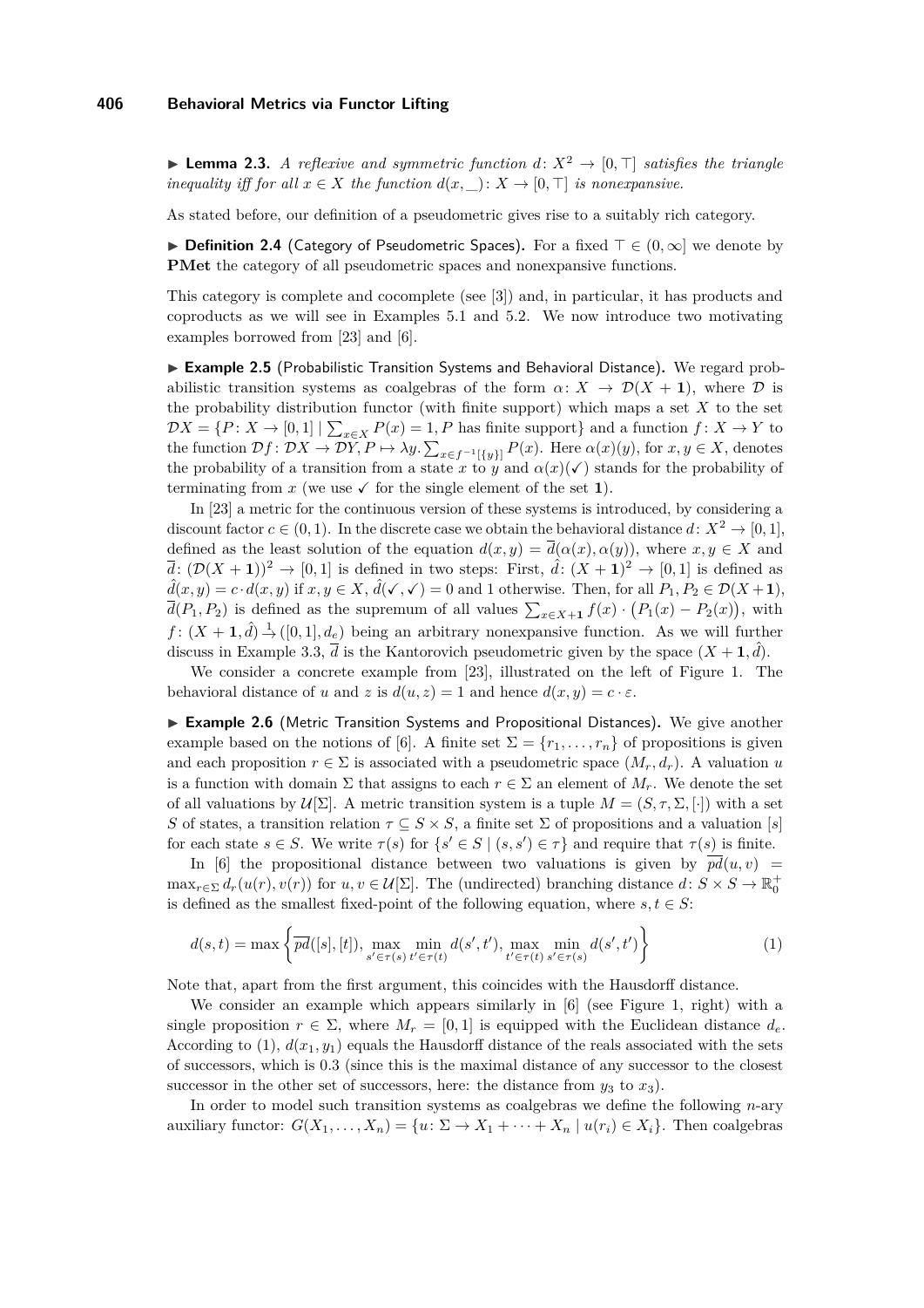▶ **Lemma 2.3.** *A reflexive and symmetric function $d\colon X^2 \to [0,\top]$ satisfies the triangle inequality iff for all $x \in X$ the function $d(x,\_)\colon X \to [0,\top]$ is nonexpansive.*

As stated before, our definition of a pseudometric gives rise to a suitably rich category.

▶ **Definition 2.4** (Category of Pseudometric Spaces)**.** For a fixed $\top \in (0,\infty]$ we denote by **PMet** the category of all pseudometric spaces and nonexpansive functions.

This category is complete and cocomplete (see [3]) and, in particular, it has products and coproducts as we will see in Examples 5.1 and 5.2. We now introduce two motivating examples borrowed from [23] and [6].

▶ **Example 2.5** (Probabilistic Transition Systems and Behavioral Distance)**.** We regard probabilistic transition systems as coalgebras of the form $\alpha\colon X \to \mathcal{D}(X+\mathbf{1})$, where $\mathcal{D}$ is the probability distribution functor (with finite support) which maps a set $X$ to the set $\mathcal{D}X = \{P\colon X \to [0,1] \mid \sum_{x\in X} P(x) = 1, P \text{ has finite support}\}$ and a function $f\colon X \to Y$ to the function $\mathcal{D}f\colon \mathcal{D}X \to \mathcal{D}Y, P \mapsto \lambda y. \sum_{x\in f^{-1}[\{y\}]} P(x)$. Here $\alpha(x)(y)$, for $x,y \in X$, denotes the probability of a transition from a state $x$ to $y$ and $\alpha(x)(\checkmark)$ stands for the probability of terminating from $x$ (we use $\checkmark$ for the single element of the set $\mathbf{1}$).

In [23] a metric for the continuous version of these systems is introduced, by considering a discount factor $c \in (0,1)$. In the discrete case we obtain the behavioral distance $d\colon X^2 \to [0,1]$, defined as the least solution of the equation $d(x,y) = \overline{d}(\alpha(x),\alpha(y))$, where $x,y \in X$ and $\overline{d}\colon (\mathcal{D}(X+\mathbf{1}))^2 \to [0,1]$ is defined in two steps: First, $\hat{d}\colon (X+\mathbf{1})^2 \to [0,1]$ is defined as $\hat{d}(x,y) = c \cdot d(x,y)$ if $x,y \in X$, $\hat{d}(\checkmark,\checkmark) = 0$ and 1 otherwise. Then, for all $P_1,P_2 \in \mathcal{D}(X+\mathbf{1})$, $\overline{d}(P_1,P_2)$ is defined as the supremum of all values $\sum_{x\in X+\mathbf{1}} f(x)\cdot\big(P_1(x) - P_2(x)\big)$, with $f\colon (X+\mathbf{1},\hat{d}) \xrightarrow{1} ([0,1],d_e)$ being an arbitrary nonexpansive function. As we will further discuss in Example 3.3, $\overline{d}$ is the Kantorovich pseudometric given by the space $(X+\mathbf{1},\hat{d})$.

We consider a concrete example from [23], illustrated on the left of Figure 1. The behavioral distance of $u$ and $z$ is $d(u,z) = 1$ and hence $d(x,y) = c\cdot\varepsilon$.

▶ **Example 2.6** (Metric Transition Systems and Propositional Distances)**.** We give another example based on the notions of [6]. A finite set $\Sigma = \{r_1,\dots,r_n\}$ of propositions is given and each proposition $r \in \Sigma$ is associated with a pseudometric space $(M_r,d_r)$. A valuation $u$ is a function with domain $\Sigma$ that assigns to each $r \in \Sigma$ an element of $M_r$. We denote the set of all valuations by $\mathcal{U}[\Sigma]$. A metric transition system is a tuple $M = (S,\tau,\Sigma,[\cdot])$ with a set $S$ of states, a transition relation $\tau \subseteq S\times S$, a finite set $\Sigma$ of propositions and a valuation $[s]$ for each state $s \in S$. We write $\tau(s)$ for $\{s' \in S \mid (s,s') \in \tau\}$ and require that $\tau(s)$ is finite.

In [6] the propositional distance between two valuations is given by $\overline{pd}(u,v) = \max_{r\in\Sigma} d_r(u(r),v(r))$ for $u,v \in \mathcal{U}[\Sigma]$. The (undirected) branching distance $d\colon S\times S \to \mathbb{R}_0^+$ is defined as the smallest fixed-point of the following equation, where $s,t \in S$:

$$d(s,t) = \max\left\{\overline{pd}([s],[t]),\ \max_{s'\in\tau(s)}\min_{t'\in\tau(t)} d(s',t'),\ \max_{t'\in\tau(t)}\min_{s'\in\tau(s)} d(s',t')\right\} \tag{1}$$

Note that, apart from the first argument, this coincides with the Hausdorff distance.

We consider an example which appears similarly in [6] (see Figure 1, right) with a single proposition $r \in \Sigma$, where $M_r = [0,1]$ is equipped with the Euclidean distance $d_e$. According to (1), $d(x_1,y_1)$ equals the Hausdorff distance of the reals associated with the sets of successors, which is 0.3 (since this is the maximal distance of any successor to the closest successor in the other set of successors, here: the distance from $y_3$ to $x_3$).

In order to model such transition systems as coalgebras we define the following $n$-ary auxiliary functor: $G(X_1,\dots,X_n) = \{u\colon \Sigma \to X_1 + \cdots + X_n \mid u(r_i) \in X_i\}$. Then coalgebras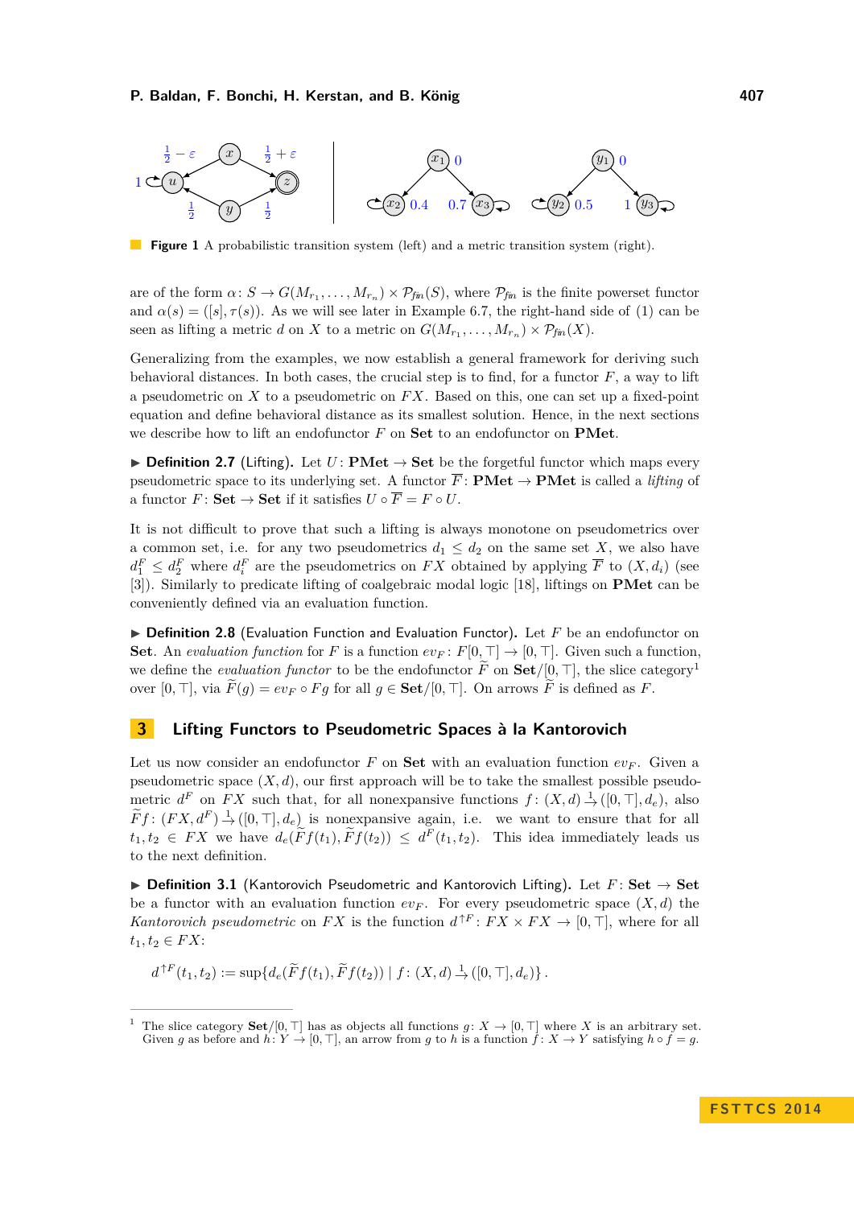**Figure 1** A probabilistic transition system (left) and a metric transition system (right).

are of the form $\alpha\colon S \to G(M_{r_1}, \ldots, M_{r_n}) \times \mathcal{P}_{fin}(S)$, where $\mathcal{P}_{fin}$ is the finite powerset functor and $\alpha(s) = ([s], \tau(s))$. As we will see later in Example 6.7, the right-hand side of (1) can be seen as lifting a metric $d$ on $X$ to a metric on $G(M_{r_1}, \ldots, M_{r_n}) \times \mathcal{P}_{fin}(X)$.

Generalizing from the examples, we now establish a general framework for deriving such behavioral distances. In both cases, the crucial step is to find, for a functor $F$, a way to lift a pseudometric on $X$ to a pseudometric on $FX$. Based on this, one can set up a fixed-point equation and define behavioral distance as its smallest solution. Hence, in the next sections we describe how to lift an endofunctor $F$ on **Set** to an endofunctor on **PMet**.

▶ **Definition 2.7** (Lifting). Let $U\colon \mathbf{PMet} \to \mathbf{Set}$ be the forgetful functor which maps every pseudometric space to its underlying set. A functor $\overline{F}\colon \mathbf{PMet} \to \mathbf{PMet}$ is called a *lifting* of a functor $F\colon \mathbf{Set} \to \mathbf{Set}$ if it satisfies $U \circ \overline{F} = F \circ U$.

It is not difficult to prove that such a lifting is always monotone on pseudometrics over a common set, i.e. for any two pseudometrics $d_1 \le d_2$ on the same set $X$, we also have $d_1^F \le d_2^F$ where $d_i^F$ are the pseudometrics on $FX$ obtained by applying $\overline{F}$ to $(X, d_i)$ (see [3]). Similarly to predicate lifting of coalgebraic modal logic [18], liftings on **PMet** can be conveniently defined via an evaluation function.

▶ **Definition 2.8** (Evaluation Function and Evaluation Functor). Let $F$ be an endofunctor on **Set**. An *evaluation function* for $F$ is a function $ev_F\colon F[0,\top] \to [0,\top]$. Given such a function, we define the *evaluation functor* to be the endofunctor $\widetilde{F}$ on $\mathbf{Set}/[0,\top]$, the slice category[1] over $[0,\top]$, via $\widetilde{F}(g) = ev_F \circ Fg$ for all $g \in \mathbf{Set}/[0,\top]$. On arrows $\widetilde{F}$ is defined as $F$.

## 3 Lifting Functors to Pseudometric Spaces à la Kantorovich

Let us now consider an endofunctor $F$ on **Set** with an evaluation function $ev_F$. Given a pseudometric space $(X,d)$, our first approach will be to take the smallest possible pseudometric $d^F$ on $FX$ such that, for all nonexpansive functions $f\colon (X,d) \xrightarrow{1} ([0,\top], d_e)$, also $\widetilde{F}f\colon (FX, d^F) \xrightarrow{1} ([0,\top], d_e)$ is nonexpansive again, i.e. we want to ensure that for all $t_1, t_2 \in FX$ we have $d_e(\widetilde{F}f(t_1), \widetilde{F}f(t_2)) \le d^F(t_1,t_2)$. This idea immediately leads us to the next definition.

▶ **Definition 3.1** (Kantorovich Pseudometric and Kantorovich Lifting). Let $F\colon \mathbf{Set} \to \mathbf{Set}$ be a functor with an evaluation function $ev_F$. For every pseudometric space $(X,d)$ the *Kantorovich pseudometric* on $FX$ is the function $d^{\uparrow F}\colon FX \times FX \to [0,\top]$, where for all $t_1, t_2 \in FX$:

$$d^{\uparrow F}(t_1,t_2) := \sup\{d_e(\widetilde{F}f(t_1), \widetilde{F}f(t_2)) \mid f\colon (X,d) \xrightarrow{1} ([0,\top], d_e)\}\,.$$

[1] The slice category $\mathbf{Set}/[0,\top]$ has as objects all functions $g\colon X \to [0,\top]$ where $X$ is an arbitrary set. Given $g$ as before and $h\colon Y \to [0,\top]$, an arrow from $g$ to $h$ is a function $f\colon X \to Y$ satisfying $h \circ f = g$.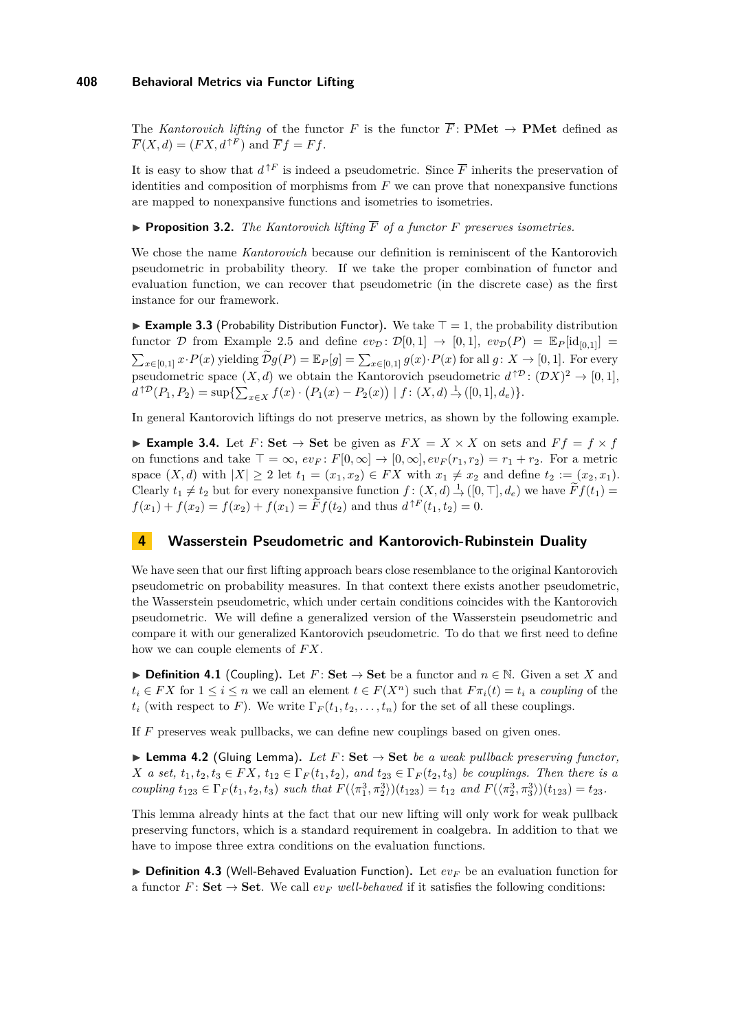The *Kantorovich lifting* of the functor $F$ is the functor $\overline{F}\colon \mathbf{PMet} \to \mathbf{PMet}$ defined as $\overline{F}(X,d) = (FX, d^{\uparrow F})$ and $\overline{F}f = Ff$.

It is easy to show that $d^{\uparrow F}$ is indeed a pseudometric. Since $\overline{F}$ inherits the preservation of identities and composition of morphisms from $F$ we can prove that nonexpansive functions are mapped to nonexpansive functions and isometries to isometries.

▶ **Proposition 3.2.** *The Kantorovich lifting $\overline{F}$ of a functor $F$ preserves isometries.*

We chose the name *Kantorovich* because our definition is reminiscent of the Kantorovich pseudometric in probability theory. If we take the proper combination of functor and evaluation function, we can recover that pseudometric (in the discrete case) as the first instance for our framework.

▶ **Example 3.3** (Probability Distribution Functor)**.** We take $\top = 1$, the probability distribution functor $\mathcal{D}$ from Example 2.5 and define $ev_{\mathcal{D}}\colon \mathcal{D}[0,1] \to [0,1]$, $ev_{\mathcal{D}}(P) = \mathbb{E}_P[\mathrm{id}_{[0,1]}] = \sum_{x\in[0,1]} x \cdot P(x)$ yielding $\widetilde{\mathcal{D}}g(P) = \mathbb{E}_P[g] = \sum_{x\in[0,1]} g(x)\cdot P(x)$ for all $g\colon X \to [0,1]$. For every pseudometric space $(X,d)$ we obtain the Kantorovich pseudometric $d^{\uparrow\mathcal{D}}\colon (\mathcal{D}X)^2 \to [0,1]$, $d^{\uparrow\mathcal{D}}(P_1,P_2) = \sup\{\sum_{x\in X} f(x)\cdot \big(P_1(x) - P_2(x)\big) \mid f\colon (X,d) \xrightarrow{1} ([0,1],d_e)\}$.

In general Kantorovich liftings do not preserve metrics, as shown by the following example.

▶ **Example 3.4.** Let $F\colon \mathbf{Set} \to \mathbf{Set}$ be given as $FX = X \times X$ on sets and $Ff = f \times f$ on functions and take $\top = \infty$, $ev_F\colon F[0,\infty] \to [0,\infty]$, $ev_F(r_1,r_2) = r_1 + r_2$. For a metric space $(X,d)$ with $|X| \geq 2$ let $t_1 = (x_1,x_2) \in FX$ with $x_1 \neq x_2$ and define $t_2 := (x_2,x_1)$. Clearly $t_1 \neq t_2$ but for every nonexpansive function $f\colon (X,d) \xrightarrow{1} ([0,\top],d_e)$ we have $\widetilde{F}f(t_1) = f(x_1) + f(x_2) = f(x_2) + f(x_1) = \widetilde{F}f(t_2)$ and thus $d^{\uparrow F}(t_1,t_2) = 0$.

## 4 Wasserstein Pseudometric and Kantorovich-Rubinstein Duality

We have seen that our first lifting approach bears close resemblance to the original Kantorovich pseudometric on probability measures. In that context there exists another pseudometric, the Wasserstein pseudometric, which under certain conditions coincides with the Kantorovich pseudometric. We will define a generalized version of the Wasserstein pseudometric and compare it with our generalized Kantorovich pseudometric. To do that we first need to define how we can couple elements of $FX$.

▶ **Definition 4.1** (Coupling)**.** Let $F\colon \mathbf{Set} \to \mathbf{Set}$ be a functor and $n \in \mathbb{N}$. Given a set $X$ and $t_i \in FX$ for $1 \leq i \leq n$ we call an element $t \in F(X^n)$ such that $F\pi_i(t) = t_i$ a *coupling* of the $t_i$ (with respect to $F$). We write $\Gamma_F(t_1,t_2,\dots,t_n)$ for the set of all these couplings.

If $F$ preserves weak pullbacks, we can define new couplings based on given ones.

▶ **Lemma 4.2** (Gluing Lemma)**.** *Let $F\colon \mathbf{Set} \to \mathbf{Set}$ be a weak pullback preserving functor, $X$ a set, $t_1,t_2,t_3 \in FX$, $t_{12} \in \Gamma_F(t_1,t_2)$, and $t_{23} \in \Gamma_F(t_2,t_3)$ be couplings. Then there is a coupling $t_{123} \in \Gamma_F(t_1,t_2,t_3)$ such that $F(\langle \pi_1^3, \pi_2^3\rangle)(t_{123}) = t_{12}$ and $F(\langle \pi_2^3, \pi_3^3\rangle)(t_{123}) = t_{23}$.*

This lemma already hints at the fact that our new lifting will only work for weak pullback preserving functors, which is a standard requirement in coalgebra. In addition to that we have to impose three extra conditions on the evaluation functions.

▶ **Definition 4.3** (Well-Behaved Evaluation Function)**.** Let $ev_F$ be an evaluation function for a functor $F\colon \mathbf{Set} \to \mathbf{Set}$. We call $ev_F$ *well-behaved* if it satisfies the following conditions: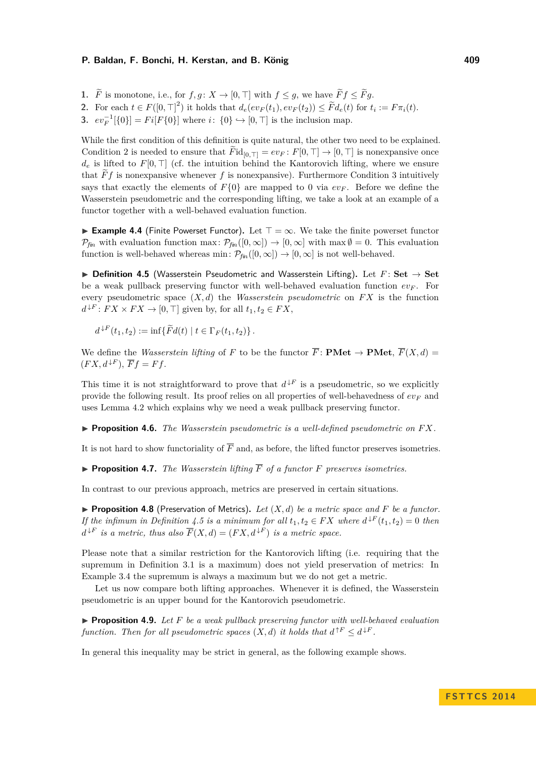1. $\widetilde{F}$ is monotone, i.e., for $f, g \colon X \to [0,\top]$ with $f \le g$, we have $\widetilde{F}f \le \widetilde{F}g$.
2. For each $t \in F([0,\top]^2)$ it holds that $d_e(ev_F(t_1), ev_F(t_2)) \le \widetilde{F}d_e(t)$ for $t_i := F\pi_i(t)$.
3. $ev_F^{-1}[\{0\}] = Fi[F\{0\}]$ where $i \colon \{0\} \hookrightarrow [0,\top]$ is the inclusion map.

While the first condition of this definition is quite natural, the other two need to be explained. Condition 2 is needed to ensure that $\widetilde{F}\mathrm{id}_{[0,\top]} = ev_F \colon F[0,\top] \to [0,\top]$ is nonexpansive once $d_e$ is lifted to $F[0,\top]$ (cf. the intuition behind the Kantorovich lifting, where we ensure that $\widetilde{F}f$ is nonexpansive whenever $f$ is nonexpansive). Furthermore Condition 3 intuitively says that exactly the elements of $F\{0\}$ are mapped to 0 via $ev_F$. Before we define the Wasserstein pseudometric and the corresponding lifting, we take a look at an example of a functor together with a well-behaved evaluation function.

▶ **Example 4.4** (Finite Powerset Functor). Let $\top = \infty$. We take the finite powerset functor $\mathcal{P}_{\mathit{fin}}$ with evaluation function $\max \colon \mathcal{P}_{\mathit{fin}}([0,\infty]) \to [0,\infty]$ with $\max \emptyset = 0$. This evaluation function is well-behaved whereas $\min \colon \mathcal{P}_{\mathit{fin}}([0,\infty]) \to [0,\infty]$ is not well-behaved.

▶ **Definition 4.5** (Wasserstein Pseudometric and Wasserstein Lifting). Let $F \colon \mathbf{Set} \to \mathbf{Set}$ be a weak pullback preserving functor with well-behaved evaluation function $ev_F$. For every pseudometric space $(X,d)$ the *Wasserstein pseudometric* on $FX$ is the function $d^{\downarrow F} \colon FX \times FX \to [0,\top]$ given by, for all $t_1, t_2 \in FX$,

$$d^{\downarrow F}(t_1, t_2) := \inf\{\widetilde{F}d(t) \mid t \in \Gamma_F(t_1, t_2)\}\,.$$

We define the *Wasserstein lifting* of $F$ to be the functor $\overline{F} \colon \mathbf{PMet} \to \mathbf{PMet}$, $\overline{F}(X,d) = (FX, d^{\downarrow F})$, $\overline{F}f = Ff$.

This time it is not straightforward to prove that $d^{\downarrow F}$ is a pseudometric, so we explicitly provide the following result. Its proof relies on all properties of well-behavedness of $ev_F$ and uses Lemma 4.2 which explains why we need a weak pullback preserving functor.

▶ **Proposition 4.6.** *The Wasserstein pseudometric is a well-defined pseudometric on $FX$.*

It is not hard to show functoriality of $\overline{F}$ and, as before, the lifted functor preserves isometries.

▶ **Proposition 4.7.** *The Wasserstein lifting $\overline{F}$ of a functor $F$ preserves isometries.*

In contrast to our previous approach, metrics are preserved in certain situations.

▶ **Proposition 4.8** (Preservation of Metrics). *Let $(X,d)$ be a metric space and $F$ be a functor. If the infimum in Definition 4.5 is a minimum for all $t_1, t_2 \in FX$ where $d^{\downarrow F}(t_1, t_2) = 0$ then $d^{\downarrow F}$ is a metric, thus also $\overline{F}(X,d) = (FX, d^{\downarrow F})$ is a metric space.*

Please note that a similar restriction for the Kantorovich lifting (i.e. requiring that the supremum in Definition 3.1 is a maximum) does not yield preservation of metrics: In Example 3.4 the supremum is always a maximum but we do not get a metric.

Let us now compare both lifting approaches. Whenever it is defined, the Wasserstein pseudometric is an upper bound for the Kantorovich pseudometric.

▶ **Proposition 4.9.** *Let $F$ be a weak pullback preserving functor with well-behaved evaluation function. Then for all pseudometric spaces $(X,d)$ it holds that $d^{\uparrow F} \le d^{\downarrow F}$.*

In general this inequality may be strict in general, as the following example shows.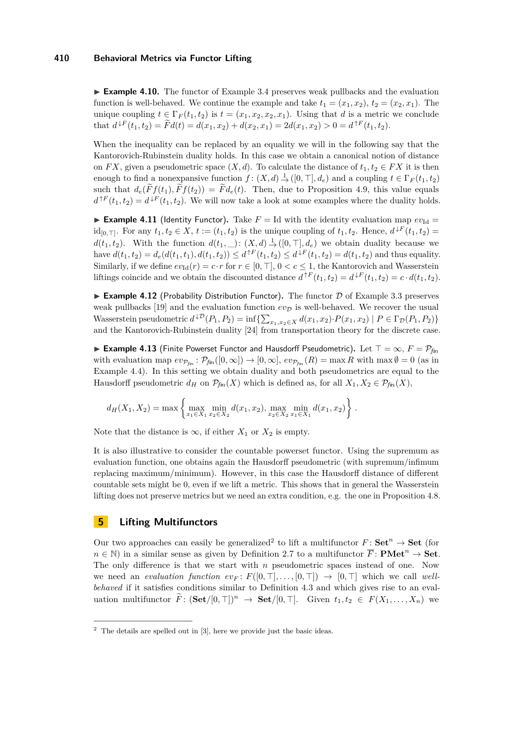▶ **Example 4.10.** The functor of Example 3.4 preserves weak pullbacks and the evaluation function is well-behaved. We continue the example and take $t_1 = (x_1, x_2)$, $t_2 = (x_2, x_1)$. The unique coupling $t \in \Gamma_F(t_1, t_2)$ is $t = (x_1, x_2, x_2, x_1)$. Using that $d$ is a metric we conclude that $d^{\downarrow F}(t_1, t_2) = \widetilde{F}d(t) = d(x_1, x_2) + d(x_2, x_1) = 2d(x_1, x_2) > 0 = d^{\uparrow F}(t_1, t_2)$.

When the inequality can be replaced by an equality we will in the following say that the Kantorovich-Rubinstein duality holds. In this case we obtain a canonical notion of distance on $FX$, given a pseudometric space $(X, d)$. To calculate the distance of $t_1, t_2 \in FX$ it is then enough to find a nonexpansive function $f\colon (X, d) \xrightarrow{1} ([0, \top], d_e)$ and a coupling $t \in \Gamma_F(t_1, t_2)$ such that $d_e(\widetilde{F}f(t_1), \widetilde{F}f(t_2)) = \widetilde{F}d_e(t)$. Then, due to Proposition 4.9, this value equals $d^{\uparrow F}(t_1, t_2) = d^{\downarrow F}(t_1, t_2)$. We will now take a look at some examples where the duality holds.

▶ **Example 4.11** (Identity Functor). Take $F = \mathrm{Id}$ with the identity evaluation map $ev_{\mathrm{Id}} = \mathrm{id}_{[0,\top]}$. For any $t_1, t_2 \in X$, $t := (t_1, t_2)$ is the unique coupling of $t_1, t_2$. Hence, $d^{\downarrow F}(t_1, t_2) = d(t_1, t_2)$. With the function $d(t_1, \_)\colon (X, d) \xrightarrow{1} ([0, \top], d_e)$ we obtain duality because we have $d(t_1, t_2) = d_e(d(t_1, t_1), d(t_1, t_2)) \leq d^{\uparrow F}(t_1, t_2) \leq d^{\downarrow F}(t_1, t_2) = d(t_1, t_2)$ and thus equality. Similarly, if we define $ev_{\mathrm{Id}}(r) = c \cdot r$ for $r \in [0, \top]$, $0 < c \leq 1$, the Kantorovich and Wasserstein liftings coincide and we obtain the discounted distance $d^{\uparrow F}(t_1, t_2) = d^{\downarrow F}(t_1, t_2) = c \cdot d(t_1, t_2)$.

▶ **Example 4.12** (Probability Distribution Functor). The functor $\mathcal{D}$ of Example 3.3 preserves weak pullbacks [19] and the evaluation function $ev_{\mathcal{D}}$ is well-behaved. We recover the usual Wasserstein pseudometric $d^{\downarrow \mathcal{D}}(P_1, P_2) = \inf\{\sum_{x_1, x_2 \in X} d(x_1, x_2) \cdot P(x_1, x_2) \mid P \in \Gamma_{\mathcal{D}}(P_1, P_2)\}$ and the Kantorovich-Rubinstein duality [24] from transportation theory for the discrete case.

▶ **Example 4.13** (Finite Powerset Functor and Hausdorff Pseudometric). Let $\top = \infty$, $F = \mathcal{P}_{\mathit{fin}}$ with evaluation map $ev_{\mathcal{P}_{\mathit{fin}}}\colon \mathcal{P}_{\mathit{fin}}([0, \infty]) \to [0, \infty]$, $ev_{\mathcal{P}_{\mathit{fin}}}(R) = \max R$ with $\max \emptyset = 0$ (as in Example 4.4). In this setting we obtain duality and both pseudometrics are equal to the Hausdorff pseudometric $d_H$ on $\mathcal{P}_{\mathit{fin}}(X)$ which is defined as, for all $X_1, X_2 \in \mathcal{P}_{\mathit{fin}}(X)$,

$$d_H(X_1, X_2) = \max\left\{ \max_{x_1 \in X_1} \min_{x_2 \in X_2} d(x_1, x_2), \max_{x_2 \in X_2} \min_{x_1 \in X_1} d(x_1, x_2) \right\}.$$

Note that the distance is $\infty$, if either $X_1$ or $X_2$ is empty.

It is also illustrative to consider the countable powerset functor. Using the supremum as evaluation function, one obtains again the Hausdorff pseudometric (with supremum/infimum replacing maximum/minimum). However, in this case the Hausdorff distance of different countable sets might be 0, even if we lift a metric. This shows that in general the Wasserstein lifting does not preserve metrics but we need an extra condition, e.g. the one in Proposition 4.8.

## 5 Lifting Multifunctors

Our two approaches can easily be generalized[2] to lift a multifunctor $F\colon \mathbf{Set}^n \to \mathbf{Set}$ (for $n \in \mathbb{N}$) in a similar sense as given by Definition 2.7 to a multifunctor $\overline{F}\colon \mathbf{PMet}^n \to \mathbf{Set}$. The only difference is that we start with $n$ pseudometric spaces instead of one. Now we need an *evaluation function* $ev_F\colon F([0, \top], \ldots, [0, \top]) \to [0, \top]$ which we call *well-behaved* if it satisfies conditions similar to Definition 4.3 and which gives rise to an evaluation multifunctor $\widetilde{F}\colon (\mathbf{Set}/[0, \top])^n \to \mathbf{Set}/[0, \top]$. Given $t_1, t_2 \in F(X_1, \ldots, X_n)$ we

[2] The details are spelled out in [3], here we provide just the basic ideas.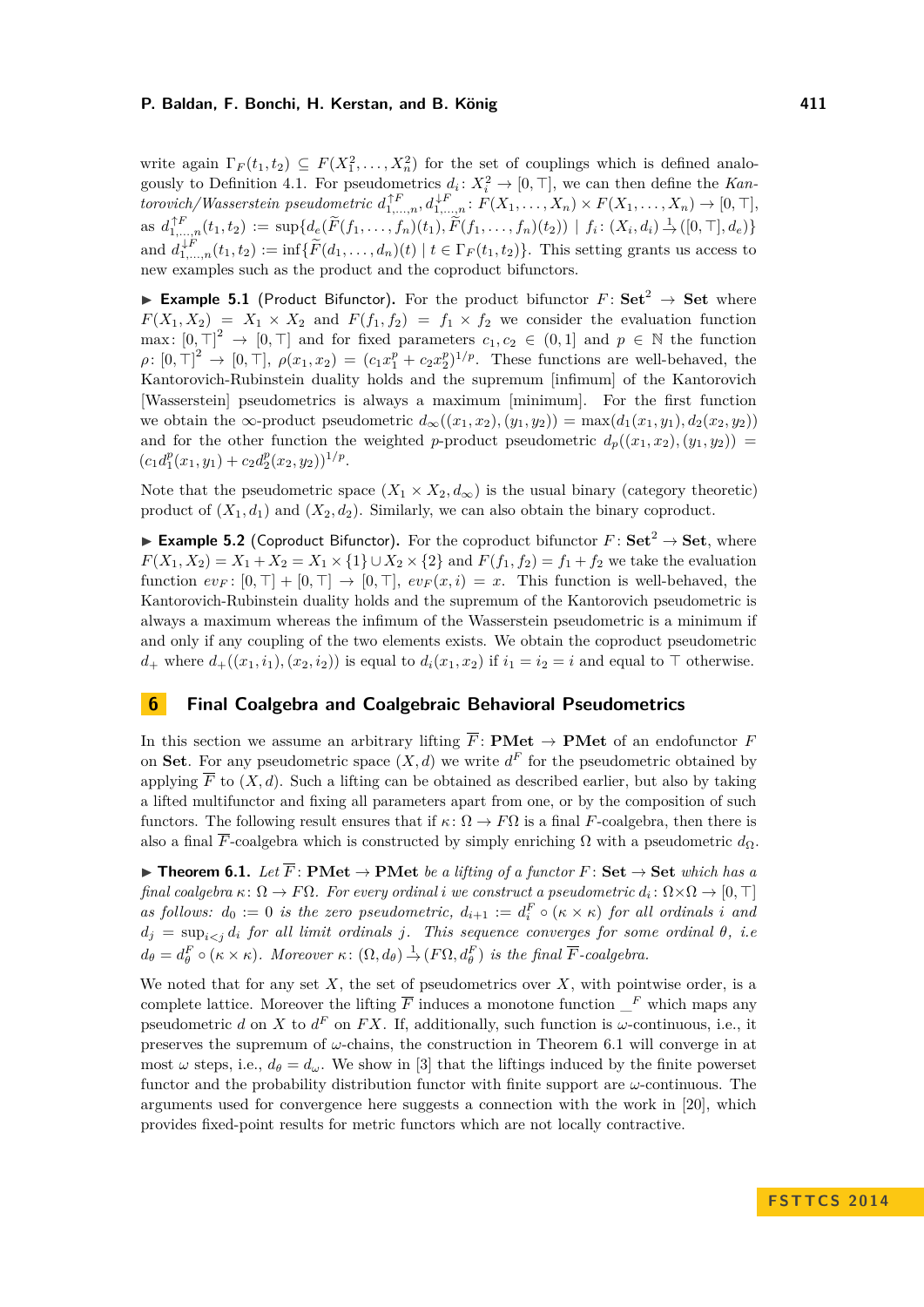write again $\Gamma_F(t_1,t_2) \subseteq F(X_1^2,\dots,X_n^2)$ for the set of couplings which is defined analogously to Definition 4.1. For pseudometrics $d_i\colon X_i^2 \to [0,\top]$, we can then define the *Kantorovich/Wasserstein pseudometric* $d^{\uparrow F}_{1,\dots,n}, d^{\downarrow F}_{1,\dots,n}\colon F(X_1,\dots,X_n) \times F(X_1,\dots,X_n) \to [0,\top]$, as $d^{\uparrow F}_{1,\dots,n}(t_1,t_2) := \sup\{d_e(\widetilde{F}(f_1,\dots,f_n)(t_1), \widetilde{F}(f_1,\dots,f_n)(t_2)) \mid f_i\colon (X_i,d_i) \xrightarrow{1} ([0,\top],d_e)\}$ and $d^{\downarrow F}_{1,\dots,n}(t_1,t_2) := \inf\{\widetilde{F}(d_1,\dots,d_n)(t) \mid t \in \Gamma_F(t_1,t_2)\}$. This setting grants us access to new examples such as the product and the coproduct bifunctors.

▶ **Example 5.1** (Product Bifunctor). For the product bifunctor $F\colon \mathbf{Set}^2 \to \mathbf{Set}$ where $F(X_1,X_2) = X_1 \times X_2$ and $F(f_1,f_2) = f_1 \times f_2$ we consider the evaluation function $\max\colon [0,\top]^2 \to [0,\top]$ and for fixed parameters $c_1,c_2 \in (0,1]$ and $p \in \mathbb{N}$ the function $\rho\colon [0,\top]^2 \to [0,\top]$, $\rho(x_1,x_2) = (c_1x_1^p + c_2x_2^p)^{1/p}$. These functions are well-behaved, the Kantorovich-Rubinstein duality holds and the supremum [infimum] of the Kantorovich [Wasserstein] pseudometrics is always a maximum [minimum]. For the first function we obtain the $\infty$-product pseudometric $d_\infty((x_1,x_2),(y_1,y_2)) = \max(d_1(x_1,y_1), d_2(x_2,y_2))$ and for the other function the weighted $p$-product pseudometric $d_p((x_1,x_2),(y_1,y_2)) = (c_1d_1^p(x_1,y_1) + c_2d_2^p(x_2,y_2))^{1/p}$.

Note that the pseudometric space $(X_1 \times X_2, d_\infty)$ is the usual binary (category theoretic) product of $(X_1,d_1)$ and $(X_2,d_2)$. Similarly, we can also obtain the binary coproduct.

▶ **Example 5.2** (Coproduct Bifunctor). For the coproduct bifunctor $F\colon \mathbf{Set}^2 \to \mathbf{Set}$, where $F(X_1,X_2) = X_1 + X_2 = X_1 \times \{1\} \cup X_2 \times \{2\}$ and $F(f_1,f_2) = f_1 + f_2$ we take the evaluation function $ev_F\colon [0,\top] + [0,\top] \to [0,\top]$, $ev_F(x,i) = x$. This function is well-behaved, the Kantorovich-Rubinstein duality holds and the supremum of the Kantorovich pseudometric is always a maximum whereas the infimum of the Wasserstein pseudometric is a minimum if and only if any coupling of the two elements exists. We obtain the coproduct pseudometric $d_+$ where $d_+((x_1,i_1),(x_2,i_2))$ is equal to $d_i(x_1,x_2)$ if $i_1 = i_2 = i$ and equal to $\top$ otherwise.

## 6 Final Coalgebra and Coalgebraic Behavioral Pseudometrics

In this section we assume an arbitrary lifting $\overline{F}\colon \mathbf{PMet} \to \mathbf{PMet}$ of an endofunctor $F$ on $\mathbf{Set}$. For any pseudometric space $(X,d)$ we write $d^F$ for the pseudometric obtained by applying $\overline{F}$ to $(X,d)$. Such a lifting can be obtained as described earlier, but also by taking a lifted multifunctor and fixing all parameters apart from one, or by the composition of such functors. The following result ensures that if $\kappa\colon \Omega \to F\Omega$ is a final $F$-coalgebra, then there is also a final $\overline{F}$-coalgebra which is constructed by simply enriching $\Omega$ with a pseudometric $d_\Omega$.

▶ **Theorem 6.1.** *Let $\overline{F}\colon \mathbf{PMet} \to \mathbf{PMet}$ be a lifting of a functor $F\colon \mathbf{Set} \to \mathbf{Set}$ which has a final coalgebra $\kappa\colon \Omega \to F\Omega$. For every ordinal $i$ we construct a pseudometric $d_i\colon \Omega\times\Omega \to [0,\top]$ as follows: $d_0 := 0$ is the zero pseudometric, $d_{i+1} := d_i^F \circ (\kappa \times \kappa)$ for all ordinals $i$ and $d_j = \sup_{i<j} d_i$ for all limit ordinals $j$. This sequence converges for some ordinal $\theta$, i.e. $d_\theta = d_\theta^F \circ (\kappa \times \kappa)$. Moreover $\kappa\colon (\Omega, d_\theta) \xrightarrow{1} (F\Omega, d_\theta^F)$ is the final $\overline{F}$-coalgebra.*

We noted that for any set $X$, the set of pseudometrics over $X$, with pointwise order, is a complete lattice. Moreover the lifting $\overline{F}$ induces a monotone function $\_^F$ which maps any pseudometric $d$ on $X$ to $d^F$ on $FX$. If, additionally, such function is $\omega$-continuous, i.e., it preserves the supremum of $\omega$-chains, the construction in Theorem 6.1 will converge in at most $\omega$ steps, i.e., $d_\theta = d_\omega$. We show in [3] that the liftings induced by the finite powerset functor and the probability distribution functor with finite support are $\omega$-continuous. The arguments used for convergence here suggests a connection with the work in [20], which provides fixed-point results for metric functors which are not locally contractive.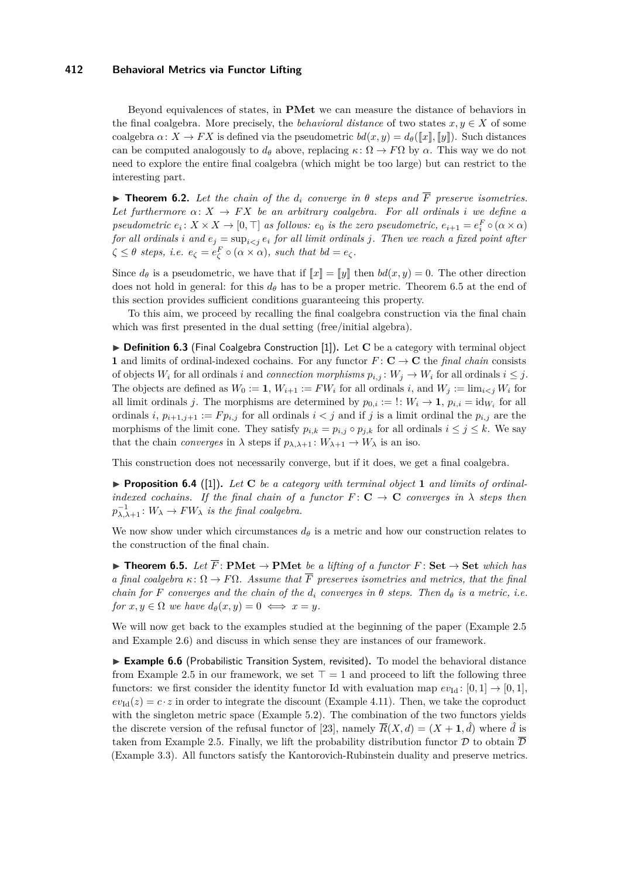Beyond equivalences of states, in **PMet** we can measure the distance of behaviors in the final coalgebra. More precisely, the *behavioral distance* of two states $x, y \in X$ of some coalgebra $\alpha\colon X \to FX$ is defined via the pseudometric $bd(x, y) = d_\theta([\![x]\!], [\![y]\!])$. Such distances can be computed analogously to $d_\theta$ above, replacing $\kappa\colon \Omega \to F\Omega$ by $\alpha$. This way we do not need to explore the entire final coalgebra (which might be too large) but can restrict to the interesting part.

▶ **Theorem 6.2.** *Let the chain of the $d_i$ converge in $\theta$ steps and $\overline{F}$ preserve isometries. Let furthermore $\alpha\colon X \to FX$ be an arbitrary coalgebra. For all ordinals $i$ we define a pseudometric $e_i\colon X \times X \to [0, \top]$ as follows: $e_0$ is the zero pseudometric, $e_{i+1} = e_i^F \circ (\alpha \times \alpha)$ for all ordinals $i$ and $e_j = \sup_{i<j} e_i$ for all limit ordinals $j$. Then we reach a fixed point after $\zeta \leq \theta$ steps, i.e. $e_\zeta = e_\zeta^F \circ (\alpha \times \alpha)$, such that $bd = e_\zeta$.*

Since $d_\theta$ is a pseudometric, we have that if $[\![x]\!] = [\![y]\!]$ then $bd(x, y) = 0$. The other direction does not hold in general: for this $d_\theta$ has to be a proper metric. Theorem 6.5 at the end of this section provides sufficient conditions guaranteeing this property.

To this aim, we proceed by recalling the final coalgebra construction via the final chain which was first presented in the dual setting (free/initial algebra).

▶ **Definition 6.3** (Final Coalgebra Construction [1])**.** Let $\mathbf{C}$ be a category with terminal object $\mathbf{1}$ and limits of ordinal-indexed cochains. For any functor $F\colon \mathbf{C} \to \mathbf{C}$ the *final chain* consists of objects $W_i$ for all ordinals $i$ and *connection morphisms* $p_{i,j}\colon W_j \to W_i$ for all ordinals $i \leq j$. The objects are defined as $W_0 := \mathbf{1}$, $W_{i+1} := FW_i$ for all ordinals $i$, and $W_j := \lim_{i<j} W_i$ for all limit ordinals $j$. The morphisms are determined by $p_{0,i} := !\colon W_i \to \mathbf{1}$, $p_{i,i} = \mathrm{id}_{W_i}$ for all ordinals $i$, $p_{i+1,j+1} := Fp_{i,j}$ for all ordinals $i < j$ and if $j$ is a limit ordinal the $p_{i,j}$ are the morphisms of the limit cone. They satisfy $p_{i,k} = p_{i,j} \circ p_{j,k}$ for all ordinals $i \leq j \leq k$. We say that the chain *converges* in $\lambda$ steps if $p_{\lambda,\lambda+1}\colon W_{\lambda+1} \to W_\lambda$ is an iso.

This construction does not necessarily converge, but if it does, we get a final coalgebra.

▶ **Proposition 6.4** ([1])**.** *Let $\mathbf{C}$ be a category with terminal object $\mathbf{1}$ and limits of ordinal-indexed cochains. If the final chain of a functor $F\colon \mathbf{C} \to \mathbf{C}$ converges in $\lambda$ steps then $p_{\lambda,\lambda+1}^{-1}\colon W_\lambda \to FW_\lambda$ is the final coalgebra.*

We now show under which circumstances $d_\theta$ is a metric and how our construction relates to the construction of the final chain.

▶ **Theorem 6.5.** *Let $\overline{F}\colon \mathbf{PMet} \to \mathbf{PMet}$ be a lifting of a functor $F\colon \mathbf{Set} \to \mathbf{Set}$ which has a final coalgebra $\kappa\colon \Omega \to F\Omega$. Assume that $\overline{F}$ preserves isometries and metrics, that the final chain for $F$ converges and the chain of the $d_i$ converges in $\theta$ steps. Then $d_\theta$ is a metric, i.e. for $x, y \in \Omega$ we have $d_\theta(x, y) = 0 \iff x = y$.*

We will now get back to the examples studied at the beginning of the paper (Example 2.5 and Example 2.6) and discuss in which sense they are instances of our framework.

▶ **Example 6.6** (Probabilistic Transition System, revisited)**.** To model the behavioral distance from Example 2.5 in our framework, we set $\top = 1$ and proceed to lift the following three functors: we first consider the identity functor Id with evaluation map $ev_{\mathrm{Id}}\colon [0, 1] \to [0, 1]$, $ev_{\mathrm{Id}}(z) = c \cdot z$ in order to integrate the discount (Example 4.11). Then, we take the coproduct with the singleton metric space (Example 5.2). The combination of the two functors yields the discrete version of the refusal functor of [23], namely $\overline{R}(X, d) = (X + \mathbf{1}, \hat{d})$ where $\hat{d}$ is taken from Example 2.5. Finally, we lift the probability distribution functor $\mathcal{D}$ to obtain $\overline{\mathcal{D}}$ (Example 3.3). All functors satisfy the Kantorovich-Rubinstein duality and preserve metrics.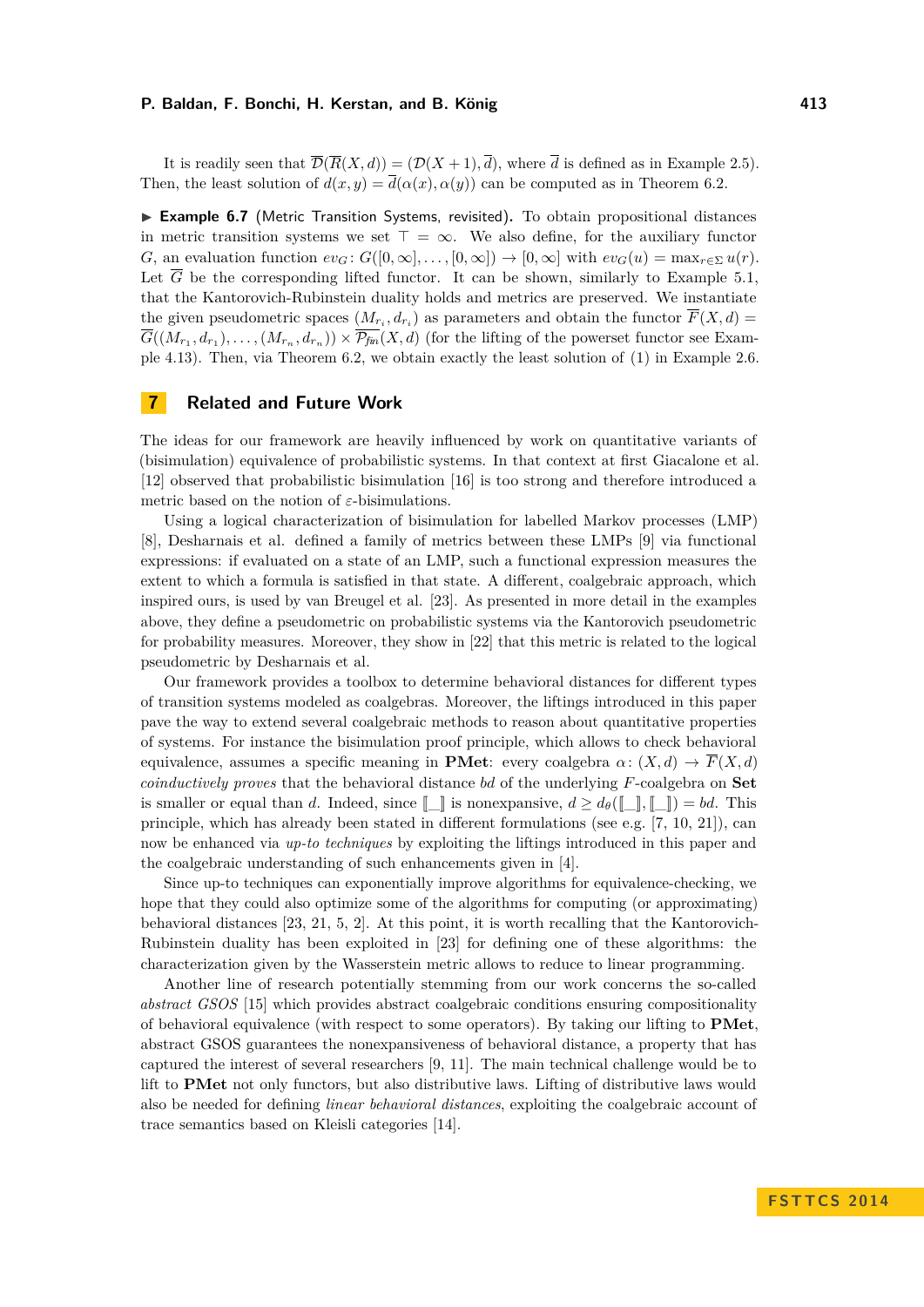It is readily seen that $\overline{\mathcal{D}}(\overline{R}(X,d)) = (\mathcal{D}(X+1), \overline{d})$, where $\overline{d}$ is defined as in Example 2.5). Then, the least solution of $d(x,y) = \overline{d}(\alpha(x), \alpha(y))$ can be computed as in Theorem 6.2.

▶ **Example 6.7** (Metric Transition Systems, revisited). To obtain propositional distances in metric transition systems we set $\top = \infty$. We also define, for the auxiliary functor $G$, an evaluation function $ev_G\colon G([0,\infty], \ldots, [0,\infty]) \to [0,\infty]$ with $ev_G(u) = \max_{r \in \Sigma} u(r)$. Let $\overline{G}$ be the corresponding lifted functor. It can be shown, similarly to Example 5.1, that the Kantorovich-Rubinstein duality holds and metrics are preserved. We instantiate the given pseudometric spaces $(M_{r_i}, d_{r_i})$ as parameters and obtain the functor $\overline{F}(X,d) = \overline{G}((M_{r_1}, d_{r_1}), \ldots, (M_{r_n}, d_{r_n})) \times \overline{\mathcal{P}_{\mathit{fin}}}(X,d)$ (for the lifting of the powerset functor see Example 4.13). Then, via Theorem 6.2, we obtain exactly the least solution of (1) in Example 2.6.

## 7 Related and Future Work

The ideas for our framework are heavily influenced by work on quantitative variants of (bisimulation) equivalence of probabilistic systems. In that context at first Giacalone et al. [12] observed that probabilistic bisimulation [16] is too strong and therefore introduced a metric based on the notion of $\varepsilon$-bisimulations.

Using a logical characterization of bisimulation for labelled Markov processes (LMP) [8], Desharnais et al. defined a family of metrics between these LMPs [9] via functional expressions: if evaluated on a state of an LMP, such a functional expression measures the extent to which a formula is satisfied in that state. A different, coalgebraic approach, which inspired ours, is used by van Breugel et al. [23]. As presented in more detail in the examples above, they define a pseudometric on probabilistic systems via the Kantorovich pseudometric for probability measures. Moreover, they show in [22] that this metric is related to the logical pseudometric by Desharnais et al.

Our framework provides a toolbox to determine behavioral distances for different types of transition systems modeled as coalgebras. Moreover, the liftings introduced in this paper pave the way to extend several coalgebraic methods to reason about quantitative properties of systems. For instance the bisimulation proof principle, which allows to check behavioral equivalence, assumes a specific meaning in **PMet**: every coalgebra $\alpha\colon (X,d) \to \overline{F}(X,d)$ *coinductively proves* that the behavioral distance $bd$ of the underlying $F$-coalgebra on **Set** is smaller or equal than $d$. Indeed, since $[\![\_]\!]$ is nonexpansive, $d \geq d_\theta([\![\_]\!], [\![\_]\!]) = bd$. This principle, which has already been stated in different formulations (see e.g. [7, 10, 21]), can now be enhanced via *up-to techniques* by exploiting the liftings introduced in this paper and the coalgebraic understanding of such enhancements given in [4].

Since up-to techniques can exponentially improve algorithms for equivalence-checking, we hope that they could also optimize some of the algorithms for computing (or approximating) behavioral distances [23, 21, 5, 2]. At this point, it is worth recalling that the Kantorovich-Rubinstein duality has been exploited in [23] for defining one of these algorithms: the characterization given by the Wasserstein metric allows to reduce to linear programming.

Another line of research potentially stemming from our work concerns the so-called *abstract GSOS* [15] which provides abstract coalgebraic conditions ensuring compositionality of behavioral equivalence (with respect to some operators). By taking our lifting to **PMet**, abstract GSOS guarantees the nonexpansiveness of behavioral distance, a property that has captured the interest of several researchers [9, 11]. The main technical challenge would be to lift to **PMet** not only functors, but also distributive laws. Lifting of distributive laws would also be needed for defining *linear behavioral distances*, exploiting the coalgebraic account of trace semantics based on Kleisli categories [14].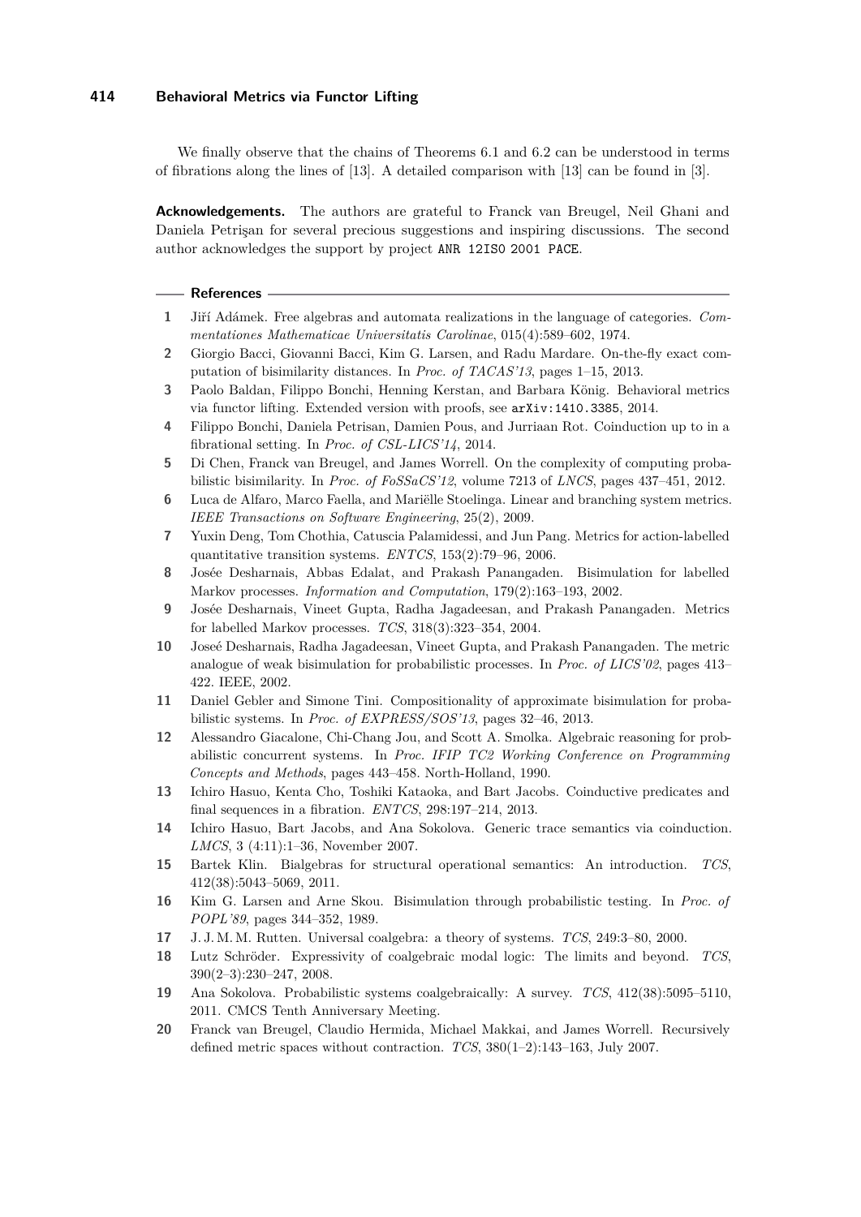We finally observe that the chains of Theorems 6.1 and 6.2 can be understood in terms of fibrations along the lines of [13]. A detailed comparison with [13] can be found in [3].

**Acknowledgements.** The authors are grateful to Franck van Breugel, Neil Ghani and Daniela Petrişan for several precious suggestions and inspiring discussions. The second author acknowledges the support by project `ANR 12IS0 2001 PACE`.

## References

1. Jiří Adámek. Free algebras and automata realizations in the language of categories. *Commentationes Mathematicae Universitatis Carolinae*, 015(4):589–602, 1974.
2. Giorgio Bacci, Giovanni Bacci, Kim G. Larsen, and Radu Mardare. On-the-fly exact computation of bisimilarity distances. In *Proc. of TACAS'13*, pages 1–15, 2013.
3. Paolo Baldan, Filippo Bonchi, Henning Kerstan, and Barbara König. Behavioral metrics via functor lifting. Extended version with proofs, see `arXiv:1410.3385`, 2014.
4. Filippo Bonchi, Daniela Petrisan, Damien Pous, and Jurriaan Rot. Coinduction up to in a fibrational setting. In *Proc. of CSL-LICS'14*, 2014.
5. Di Chen, Franck van Breugel, and James Worrell. On the complexity of computing probabilistic bisimilarity. In *Proc. of FoSSaCS'12*, volume 7213 of *LNCS*, pages 437–451, 2012.
6. Luca de Alfaro, Marco Faella, and Mariëlle Stoelinga. Linear and branching system metrics. *IEEE Transactions on Software Engineering*, 25(2), 2009.
7. Yuxin Deng, Tom Chothia, Catuscia Palamidessi, and Jun Pang. Metrics for action-labelled quantitative transition systems. *ENTCS*, 153(2):79–96, 2006.
8. Josée Desharnais, Abbas Edalat, and Prakash Panangaden. Bisimulation for labelled Markov processes. *Information and Computation*, 179(2):163–193, 2002.
9. Josée Desharnais, Vineet Gupta, Radha Jagadeesan, and Prakash Panangaden. Metrics for labelled Markov processes. *TCS*, 318(3):323–354, 2004.
10. Joseé Desharnais, Radha Jagadeesan, Vineet Gupta, and Prakash Panangaden. The metric analogue of weak bisimulation for probabilistic processes. In *Proc. of LICS'02*, pages 413–422. IEEE, 2002.
11. Daniel Gebler and Simone Tini. Compositionality of approximate bisimulation for probabilistic systems. In *Proc. of EXPRESS/SOS'13*, pages 32–46, 2013.
12. Alessandro Giacalone, Chi-Chang Jou, and Scott A. Smolka. Algebraic reasoning for probabilistic concurrent systems. In *Proc. IFIP TC2 Working Conference on Programming Concepts and Methods*, pages 443–458. North-Holland, 1990.
13. Ichiro Hasuo, Kenta Cho, Toshiki Kataoka, and Bart Jacobs. Coinductive predicates and final sequences in a fibration. *ENTCS*, 298:197–214, 2013.
14. Ichiro Hasuo, Bart Jacobs, and Ana Sokolova. Generic trace semantics via coinduction. *LMCS*, 3 (4:11):1–36, November 2007.
15. Bartek Klin. Bialgebras for structural operational semantics: An introduction. *TCS*, 412(38):5043–5069, 2011.
16. Kim G. Larsen and Arne Skou. Bisimulation through probabilistic testing. In *Proc. of POPL'89*, pages 344–352, 1989.
17. J. J. M. M. Rutten. Universal coalgebra: a theory of systems. *TCS*, 249:3–80, 2000.
18. Lutz Schröder. Expressivity of coalgebraic modal logic: The limits and beyond. *TCS*, 390(2–3):230–247, 2008.
19. Ana Sokolova. Probabilistic systems coalgebraically: A survey. *TCS*, 412(38):5095–5110, 2011. CMCS Tenth Anniversary Meeting.
20. Franck van Breugel, Claudio Hermida, Michael Makkai, and James Worrell. Recursively defined metric spaces without contraction. *TCS*, 380(1–2):143–163, July 2007.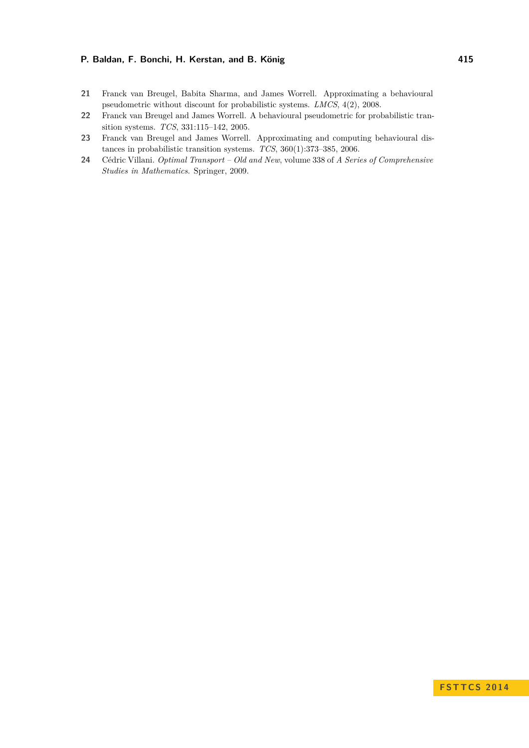21 Franck van Breugel, Babita Sharma, and James Worrell. Approximating a behavioural pseudometric without discount for probabilistic systems. *LMCS*, 4(2), 2008.

22 Franck van Breugel and James Worrell. A behavioural pseudometric for probabilistic transition systems. *TCS*, 331:115–142, 2005.

23 Franck van Breugel and James Worrell. Approximating and computing behavioural distances in probabilistic transition systems. *TCS*, 360(1):373–385, 2006.

24 Cédric Villani. *Optimal Transport – Old and New*, volume 338 of *A Series of Comprehensive Studies in Mathematics*. Springer, 2009.